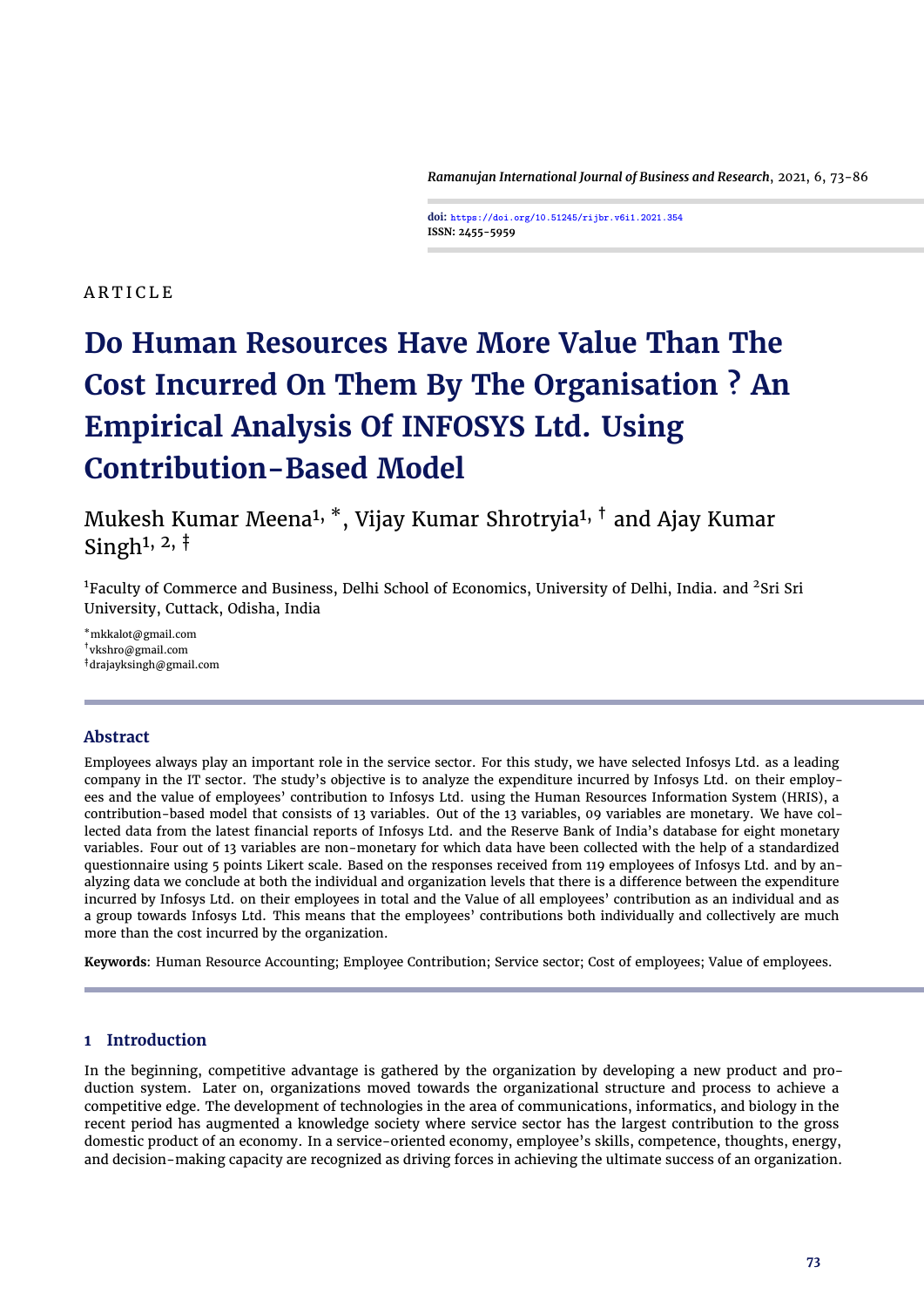ARTICLE

# Do Human Resources Have More Value Than The Cost Incurred On Them By The Organisation ? An Empirical Analysis Of INFOSYS Ltd. Using Contribution-Based Model

Mukesh Kumar Meena[1, *], Vijay Kumar Shrotryia[1, †] and Ajay Kumar Singh[1, 2, ‡]

[1]Faculty of Commerce and Business, Delhi School of Economics, University of Delhi, India. and [2]Sri Sri University, Cuttack, Odisha, India

[*]mkkalot@gmail.com
[†]vkshro@gmail.com
[‡]drajayksingh@gmail.com

## Abstract

Employees always play an important role in the service sector. For this study, we have selected Infosys Ltd. as a leading company in the IT sector. The study's objective is to analyze the expenditure incurred by Infosys Ltd. on their employees and the value of employees' contribution to Infosys Ltd. using the Human Resources Information System (HRIS), a contribution-based model that consists of 13 variables. Out of the 13 variables, 09 variables are monetary. We have collected data from the latest financial reports of Infosys Ltd. and the Reserve Bank of India's database for eight monetary variables. Four out of 13 variables are non-monetary for which data have been collected with the help of a standardized questionnaire using 5 points Likert scale. Based on the responses received from 119 employees of Infosys Ltd. and by analyzing data we conclude at both the individual and organization levels that there is a difference between the expenditure incurred by Infosys Ltd. on their employees in total and the Value of all employees' contribution as an individual and as a group towards Infosys Ltd. This means that the employees' contributions both individually and collectively are much more than the cost incurred by the organization.

**Keywords**: Human Resource Accounting; Employee Contribution; Service sector; Cost of employees; Value of employees.

## 1 Introduction

In the beginning, competitive advantage is gathered by the organization by developing a new product and production system. Later on, organizations moved towards the organizational structure and process to achieve a competitive edge. The development of technologies in the area of communications, informatics, and biology in the recent period has augmented a knowledge society where service sector has the largest contribution to the gross domestic product of an economy. In a service-oriented economy, employee's skills, competence, thoughts, energy, and decision-making capacity are recognized as driving forces in achieving the ultimate success of an organization.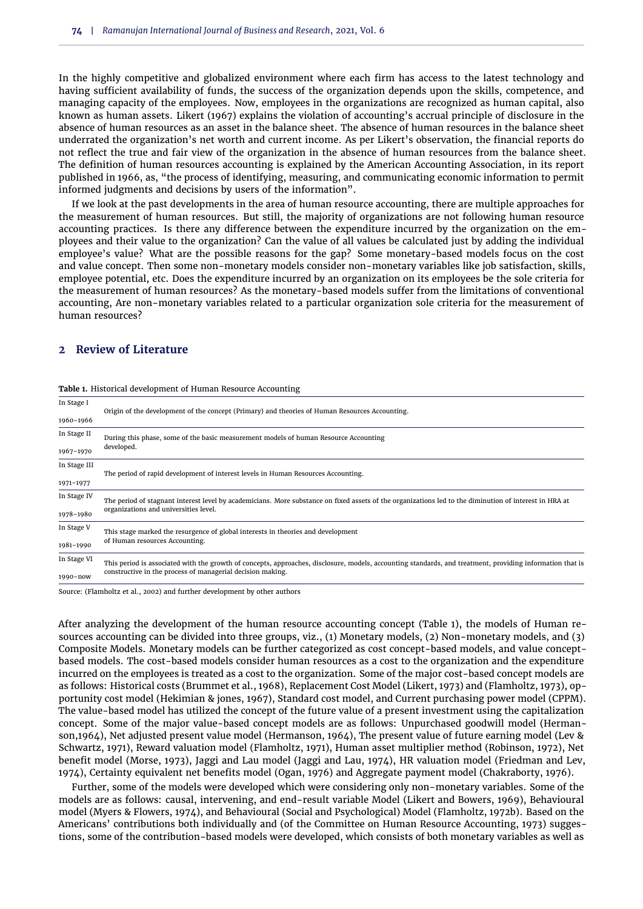In the highly competitive and globalized environment where each firm has access to the latest technology and having sufficient availability of funds, the success of the organization depends upon the skills, competence, and managing capacity of the employees. Now, employees in the organizations are recognized as human capital, also known as human assets. Likert (1967) explains the violation of accounting's accrual principle of disclosure in the absence of human resources as an asset in the balance sheet. The absence of human resources in the balance sheet underrated the organization's net worth and current income. As per Likert's observation, the financial reports do not reflect the true and fair view of the organization in the absence of human resources from the balance sheet. The definition of human resources accounting is explained by the American Accounting Association, in its report published in 1966, as, "the process of identifying, measuring, and communicating economic information to permit informed judgments and decisions by users of the information".

If we look at the past developments in the area of human resource accounting, there are multiple approaches for the measurement of human resources. But still, the majority of organizations are not following human resource accounting practices. Is there any difference between the expenditure incurred by the organization on the employees and their value to the organization? Can the value of all values be calculated just by adding the individual employee's value? What are the possible reasons for the gap? Some monetary-based models focus on the cost and value concept. Then some non-monetary models consider non-monetary variables like job satisfaction, skills, employee potential, etc. Does the expenditure incurred by an organization on its employees be the sole criteria for the measurement of human resources? As the monetary-based models suffer from the limitations of conventional accounting, Are non-monetary variables related to a particular organization sole criteria for the measurement of human resources?

## 2 Review of Literature

**Table 1.** Historical development of Human Resource Accounting

| Stage | Description |
|---|---|
| In Stage I<br>1960–1966 | Origin of the development of the concept (Primary) and theories of Human Resources Accounting. |
| In Stage II<br>1967–1970 | During this phase, some of the basic measurement models of human Resource Accounting developed. |
| In Stage III<br>1971–1977 | The period of rapid development of interest levels in Human Resources Accounting. |
| In Stage IV<br>1978–1980 | The period of stagnant interest level by academicians. More substance on fixed assets of the organizations led to the diminution of interest in HRA at organizations and universities level. |
| In Stage V<br>1981–1990 | This stage marked the resurgence of global interests in theories and development of Human resources Accounting. |
| In Stage VI<br>1990–now | This period is associated with the growth of concepts, approaches, disclosure, models, accounting standards, and treatment, providing information that is constructive in the process of managerial decision making. |

Source: (Flamholtz et al., 2002) and further development by other authors

After analyzing the development of the human resource accounting concept (Table 1), the models of Human resources accounting can be divided into three groups, viz., (1) Monetary models, (2) Non-monetary models, and (3) Composite Models. Monetary models can be further categorized as cost concept-based models, and value concept-based models. The cost-based models consider human resources as a cost to the organization and the expenditure incurred on the employees is treated as a cost to the organization. Some of the major cost-based concept models are as follows: Historical costs (Brummet et al., 1968), Replacement Cost Model (Likert, 1973) and (Flamholtz, 1973), opportunity cost model (Hekimian & jones, 1967), Standard cost model, and Current purchasing power model (CPPM). The value-based model has utilized the concept of the future value of a present investment using the capitalization concept. Some of the major value-based concept models are as follows: Unpurchased goodwill model (Hermanson,1964), Net adjusted present value model (Hermanson, 1964), The present value of future earning model (Lev & Schwartz, 1971), Reward valuation model (Flamholtz, 1971), Human asset multiplier method (Robinson, 1972), Net benefit model (Morse, 1973), Jaggi and Lau model (Jaggi and Lau, 1974), HR valuation model (Friedman and Lev, 1974), Certainty equivalent net benefits model (Ogan, 1976) and Aggregate payment model (Chakraborty, 1976).

Further, some of the models were developed which were considering only non-monetary variables. Some of the models are as follows: causal, intervening, and end-result variable Model (Likert and Bowers, 1969), Behavioural model (Myers & Flowers, 1974), and Behavioural (Social and Psychological) Model (Flamholtz, 1972b). Based on the Americans' contributions both individually and (of the Committee on Human Resource Accounting, 1973) suggestions, some of the contribution-based models were developed, which consists of both monetary variables as well as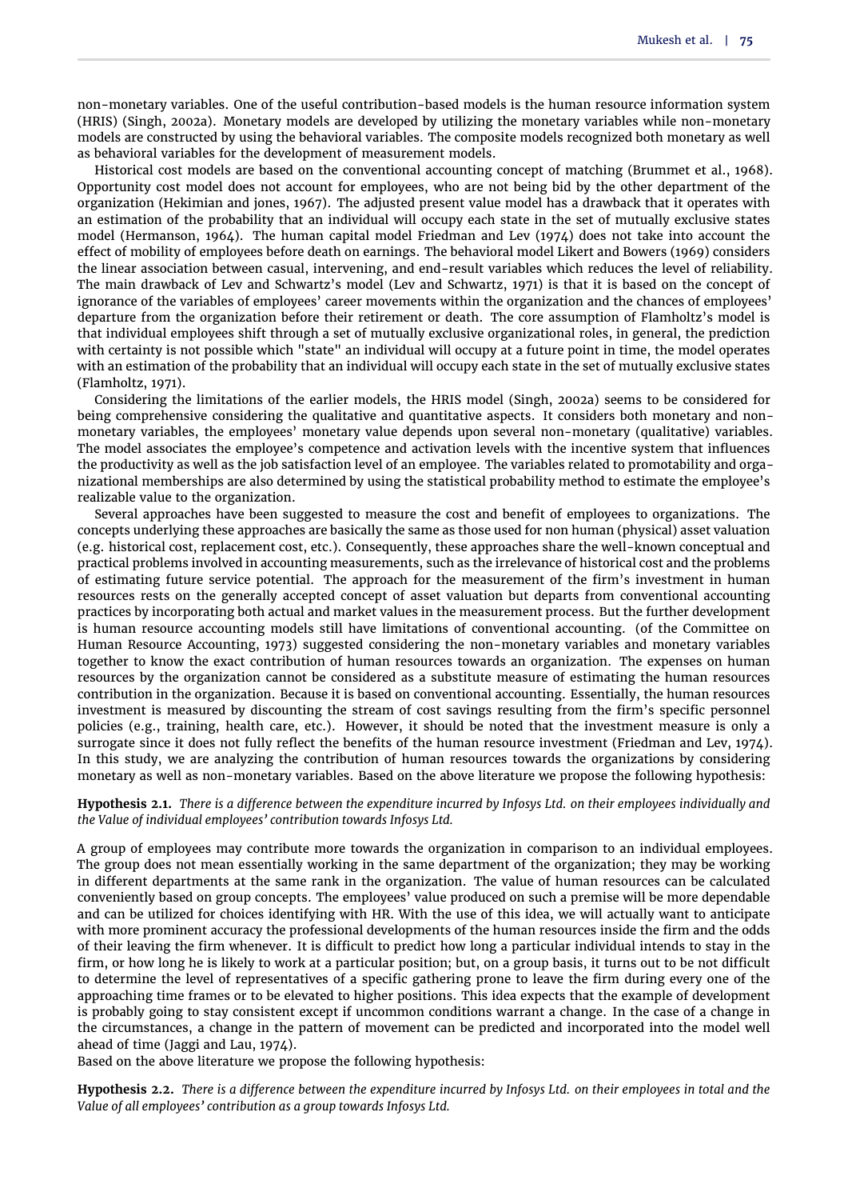non-monetary variables. One of the useful contribution-based models is the human resource information system (HRIS) (Singh, 2002a). Monetary models are developed by utilizing the monetary variables while non-monetary models are constructed by using the behavioral variables. The composite models recognized both monetary as well as behavioral variables for the development of measurement models.

Historical cost models are based on the conventional accounting concept of matching (Brummet et al., 1968). Opportunity cost model does not account for employees, who are not being bid by the other department of the organization (Hekimian and jones, 1967). The adjusted present value model has a drawback that it operates with an estimation of the probability that an individual will occupy each state in the set of mutually exclusive states model (Hermanson, 1964). The human capital model Friedman and Lev (1974) does not take into account the effect of mobility of employees before death on earnings. The behavioral model Likert and Bowers (1969) considers the linear association between casual, intervening, and end-result variables which reduces the level of reliability. The main drawback of Lev and Schwartz's model (Lev and Schwartz, 1971) is that it is based on the concept of ignorance of the variables of employees' career movements within the organization and the chances of employees' departure from the organization before their retirement or death. The core assumption of Flamholtz's model is that individual employees shift through a set of mutually exclusive organizational roles, in general, the prediction with certainty is not possible which "state" an individual will occupy at a future point in time, the model operates with an estimation of the probability that an individual will occupy each state in the set of mutually exclusive states (Flamholtz, 1971).

Considering the limitations of the earlier models, the HRIS model (Singh, 2002a) seems to be considered for being comprehensive considering the qualitative and quantitative aspects. It considers both monetary and non-monetary variables, the employees' monetary value depends upon several non-monetary (qualitative) variables. The model associates the employee's competence and activation levels with the incentive system that influences the productivity as well as the job satisfaction level of an employee. The variables related to promotability and organizational memberships are also determined by using the statistical probability method to estimate the employee's realizable value to the organization.

Several approaches have been suggested to measure the cost and benefit of employees to organizations. The concepts underlying these approaches are basically the same as those used for non human (physical) asset valuation (e.g. historical cost, replacement cost, etc.). Consequently, these approaches share the well-known conceptual and practical problems involved in accounting measurements, such as the irrelevance of historical cost and the problems of estimating future service potential. The approach for the measurement of the firm's investment in human resources rests on the generally accepted concept of asset valuation but departs from conventional accounting practices by incorporating both actual and market values in the measurement process. But the further development is human resource accounting models still have limitations of conventional accounting. (of the Committee on Human Resource Accounting, 1973) suggested considering the non-monetary variables and monetary variables together to know the exact contribution of human resources towards an organization. The expenses on human resources by the organization cannot be considered as a substitute measure of estimating the human resources contribution in the organization. Because it is based on conventional accounting. Essentially, the human resources investment is measured by discounting the stream of cost savings resulting from the firm's specific personnel policies (e.g., training, health care, etc.). However, it should be noted that the investment measure is only a surrogate since it does not fully reflect the benefits of the human resource investment (Friedman and Lev, 1974). In this study, we are analyzing the contribution of human resources towards the organizations by considering monetary as well as non-monetary variables. Based on the above literature we propose the following hypothesis:

**Hypothesis 2.1.** *There is a difference between the expenditure incurred by Infosys Ltd. on their employees individually and the Value of individual employees' contribution towards Infosys Ltd.*

A group of employees may contribute more towards the organization in comparison to an individual employees. The group does not mean essentially working in the same department of the organization; they may be working in different departments at the same rank in the organization. The value of human resources can be calculated conveniently based on group concepts. The employees' value produced on such a premise will be more dependable and can be utilized for choices identifying with HR. With the use of this idea, we will actually want to anticipate with more prominent accuracy the professional developments of the human resources inside the firm and the odds of their leaving the firm whenever. It is difficult to predict how long a particular individual intends to stay in the firm, or how long he is likely to work at a particular position; but, on a group basis, it turns out to be not difficult to determine the level of representatives of a specific gathering prone to leave the firm during every one of the approaching time frames or to be elevated to higher positions. This idea expects that the example of development is probably going to stay consistent except if uncommon conditions warrant a change. In the case of a change in the circumstances, a change in the pattern of movement can be predicted and incorporated into the model well ahead of time (Jaggi and Lau, 1974).

Based on the above literature we propose the following hypothesis:

**Hypothesis 2.2.** *There is a difference between the expenditure incurred by Infosys Ltd. on their employees in total and the Value of all employees' contribution as a group towards Infosys Ltd.*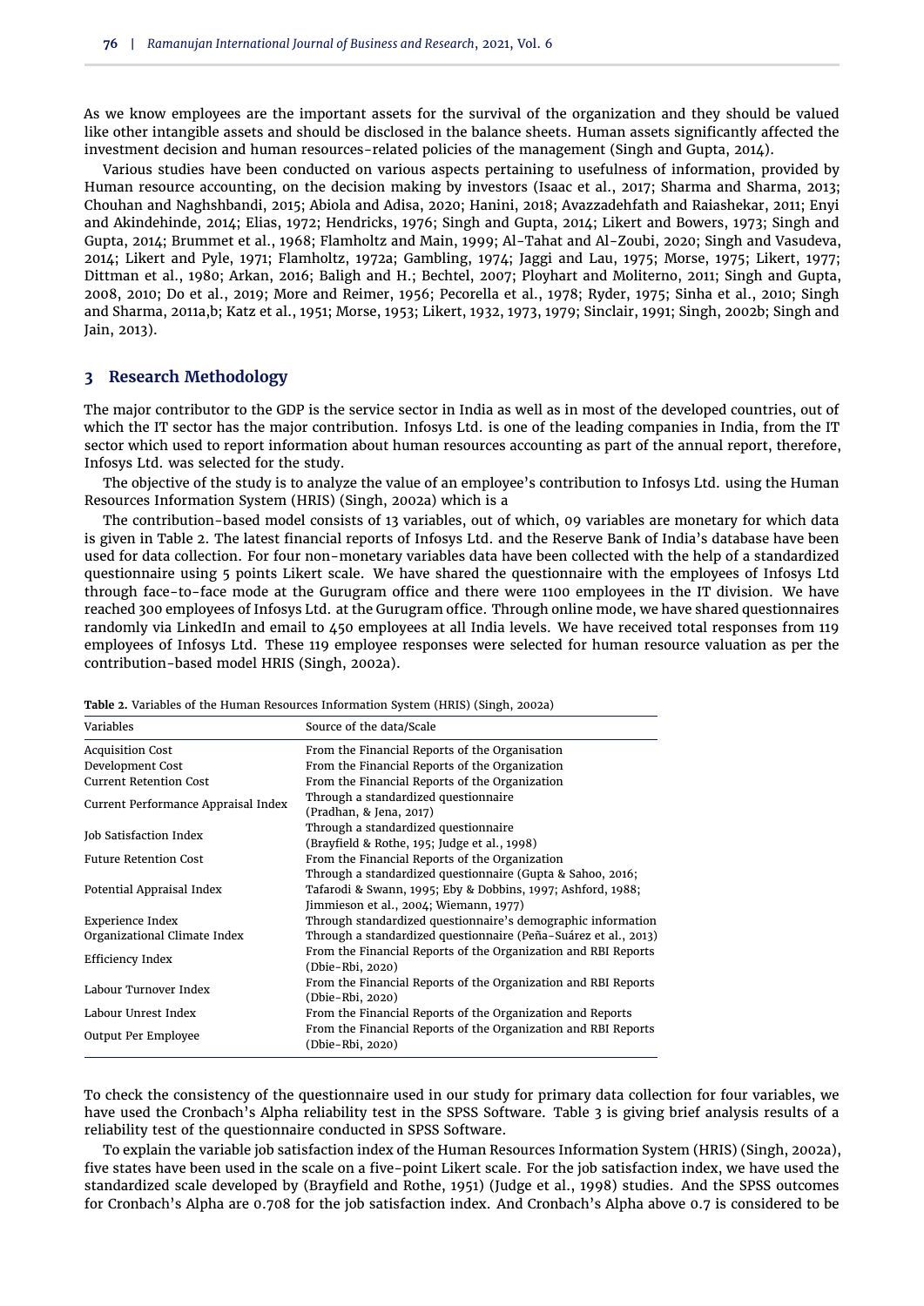As we know employees are the important assets for the survival of the organization and they should be valued like other intangible assets and should be disclosed in the balance sheets. Human assets significantly affected the investment decision and human resources-related policies of the management (Singh and Gupta, 2014).

Various studies have been conducted on various aspects pertaining to usefulness of information, provided by Human resource accounting, on the decision making by investors (Isaac et al., 2017; Sharma and Sharma, 2013; Chouhan and Naghshbandi, 2015; Abiola and Adisa, 2020; Hanini, 2018; Avazzadehfath and Raiashekar, 2011; Enyi and Akindehinde, 2014; Elias, 1972; Hendricks, 1976; Singh and Gupta, 2014; Likert and Bowers, 1973; Singh and Gupta, 2014; Brummet et al., 1968; Flamholtz and Main, 1999; Al-Tahat and Al-Zoubi, 2020; Singh and Vasudeva, 2014; Likert and Pyle, 1971; Flamholtz, 1972a; Gambling, 1974; Jaggi and Lau, 1975; Morse, 1975; Likert, 1977; Dittman et al., 1980; Arkan, 2016; Baligh and H.; Bechtel, 2007; Ployhart and Moliterno, 2011; Singh and Gupta, 2008, 2010; Do et al., 2019; More and Reimer, 1956; Pecorella et al., 1978; Ryder, 1975; Sinha et al., 2010; Singh and Sharma, 2011a,b; Katz et al., 1951; Morse, 1953; Likert, 1932, 1973, 1979; Sinclair, 1991; Singh, 2002b; Singh and Jain, 2013).

## 3 Research Methodology

The major contributor to the GDP is the service sector in India as well as in most of the developed countries, out of which the IT sector has the major contribution. Infosys Ltd. is one of the leading companies in India, from the IT sector which used to report information about human resources accounting as part of the annual report, therefore, Infosys Ltd. was selected for the study.

The objective of the study is to analyze the value of an employee's contribution to Infosys Ltd. using the Human Resources Information System (HRIS) (Singh, 2002a) which is a

The contribution-based model consists of 13 variables, out of which, 09 variables are monetary for which data is given in Table 2. The latest financial reports of Infosys Ltd. and the Reserve Bank of India's database have been used for data collection. For four non-monetary variables data have been collected with the help of a standardized questionnaire using 5 points Likert scale. We have shared the questionnaire with the employees of Infosys Ltd through face-to-face mode at the Gurugram office and there were 1100 employees in the IT division. We have reached 300 employees of Infosys Ltd. at the Gurugram office. Through online mode, we have shared questionnaires randomly via LinkedIn and email to 450 employees at all India levels. We have received total responses from 119 employees of Infosys Ltd. These 119 employee responses were selected for human resource valuation as per the contribution-based model HRIS (Singh, 2002a).

**Table 2.** Variables of the Human Resources Information System (HRIS) (Singh, 2002a)

| Variables | Source of the data/Scale |
|---|---|
| Acquisition Cost | From the Financial Reports of the Organisation |
| Development Cost | From the Financial Reports of the Organization |
| Current Retention Cost | From the Financial Reports of the Organization |
| Current Performance Appraisal Index | Through a standardized questionnaire (Pradhan, & Jena, 2017) |
| Job Satisfaction Index | Through a standardized questionnaire (Brayfield & Rothe, 195; Judge et al., 1998) |
| Future Retention Cost | From the Financial Reports of the Organization |
| Potential Appraisal Index | Through a standardized questionnaire (Gupta & Sahoo, 2016; Tafarodi & Swann, 1995; Eby & Dobbins, 1997; Ashford, 1988; Jimmieson et al., 2004; Wiemann, 1977) |
| Experience Index | Through standardized questionnaire's demographic information |
| Organizational Climate Index | Through a standardized questionnaire (Peña-Suárez et al., 2013) |
| Efficiency Index | From the Financial Reports of the Organization and RBI Reports (Dbie-Rbi, 2020) |
| Labour Turnover Index | From the Financial Reports of the Organization and RBI Reports (Dbie-Rbi, 2020) |
| Labour Unrest Index | From the Financial Reports of the Organization and Reports |
| Output Per Employee | From the Financial Reports of the Organization and RBI Reports (Dbie-Rbi, 2020) |

To check the consistency of the questionnaire used in our study for primary data collection for four variables, we have used the Cronbach's Alpha reliability test in the SPSS Software. Table 3 is giving brief analysis results of a reliability test of the questionnaire conducted in SPSS Software.

To explain the variable job satisfaction index of the Human Resources Information System (HRIS) (Singh, 2002a), five states have been used in the scale on a five-point Likert scale. For the job satisfaction index, we have used the standardized scale developed by (Brayfield and Rothe, 1951) (Judge et al., 1998) studies. And the SPSS outcomes for Cronbach's Alpha are 0.708 for the job satisfaction index. And Cronbach's Alpha above 0.7 is considered to be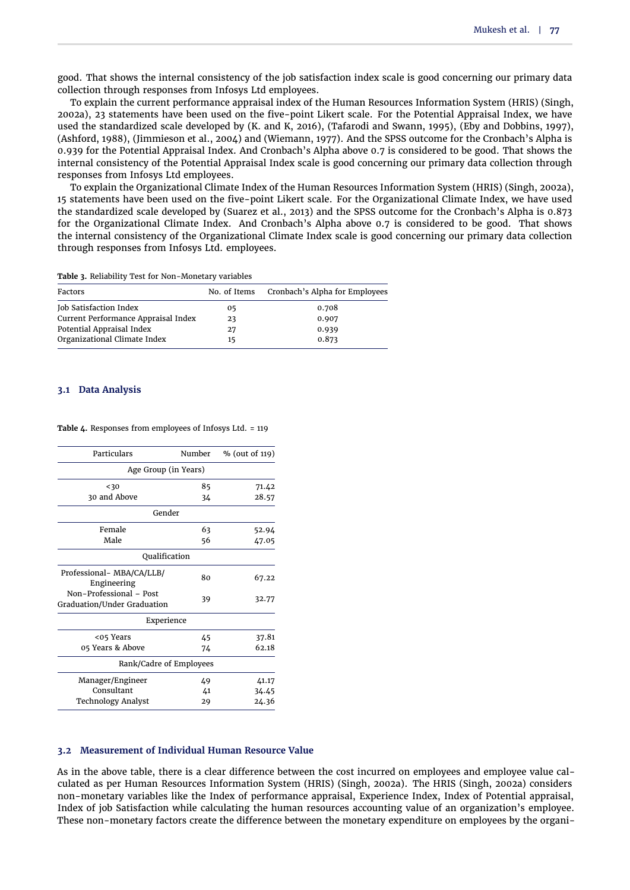good. That shows the internal consistency of the job satisfaction index scale is good concerning our primary data collection through responses from Infosys Ltd employees.

To explain the current performance appraisal index of the Human Resources Information System (HRIS) (Singh, 2002a), 23 statements have been used on the five-point Likert scale. For the Potential Appraisal Index, we have used the standardized scale developed by (K. and K, 2016), (Tafarodi and Swann, 1995), (Eby and Dobbins, 1997), (Ashford, 1988), (Jimmieson et al., 2004) and (Wiemann, 1977). And the SPSS outcome for the Cronbach's Alpha is 0.939 for the Potential Appraisal Index. And Cronbach's Alpha above 0.7 is considered to be good. That shows the internal consistency of the Potential Appraisal Index scale is good concerning our primary data collection through responses from Infosys Ltd employees.

To explain the Organizational Climate Index of the Human Resources Information System (HRIS) (Singh, 2002a), 15 statements have been used on the five-point Likert scale. For the Organizational Climate Index, we have used the standardized scale developed by (Suarez et al., 2013) and the SPSS outcome for the Cronbach's Alpha is 0.873 for the Organizational Climate Index. And Cronbach's Alpha above 0.7 is considered to be good. That shows the internal consistency of the Organizational Climate Index scale is good concerning our primary data collection through responses from Infosys Ltd. employees.

**Table 3.** Reliability Test for Non-Monetary variables

| Factors | No. of Items | Cronbach's Alpha for Employees |
|---|---|---|
| Job Satisfaction Index | 05 | 0.708 |
| Current Performance Appraisal Index | 23 | 0.907 |
| Potential Appraisal Index | 27 | 0.939 |
| Organizational Climate Index | 15 | 0.873 |

### 3.1 Data Analysis

**Table 4.** Responses from employees of Infosys Ltd. = 119

| Particulars | Number | % (out of 119) |
|---|---|---|
| Age Group (in Years) | | |
| <30 | 85 | 71.42 |
| 30 and Above | 34 | 28.57 |
| Gender | | |
| Female | 63 | 52.94 |
| Male | 56 | 47.05 |
| Qualification | | |
| Professional- MBA/CA/LLB/ Engineering | 80 | 67.22 |
| Non-Professional – Post Graduation/Under Graduation | 39 | 32.77 |
| Experience | | |
| <05 Years | 45 | 37.81 |
| 05 Years & Above | 74 | 62.18 |
| Rank/Cadre of Employees | | |
| Manager/Engineer | 49 | 41.17 |
| Consultant | 41 | 34.45 |
| Technology Analyst | 29 | 24.36 |

### 3.2 Measurement of Individual Human Resource Value

As in the above table, there is a clear difference between the cost incurred on employees and employee value calculated as per Human Resources Information System (HRIS) (Singh, 2002a). The HRIS (Singh, 2002a) considers non-monetary variables like the Index of performance appraisal, Experience Index, Index of Potential appraisal, Index of job Satisfaction while calculating the human resources accounting value of an organization's employee. These non-monetary factors create the difference between the monetary expenditure on employees by the organi-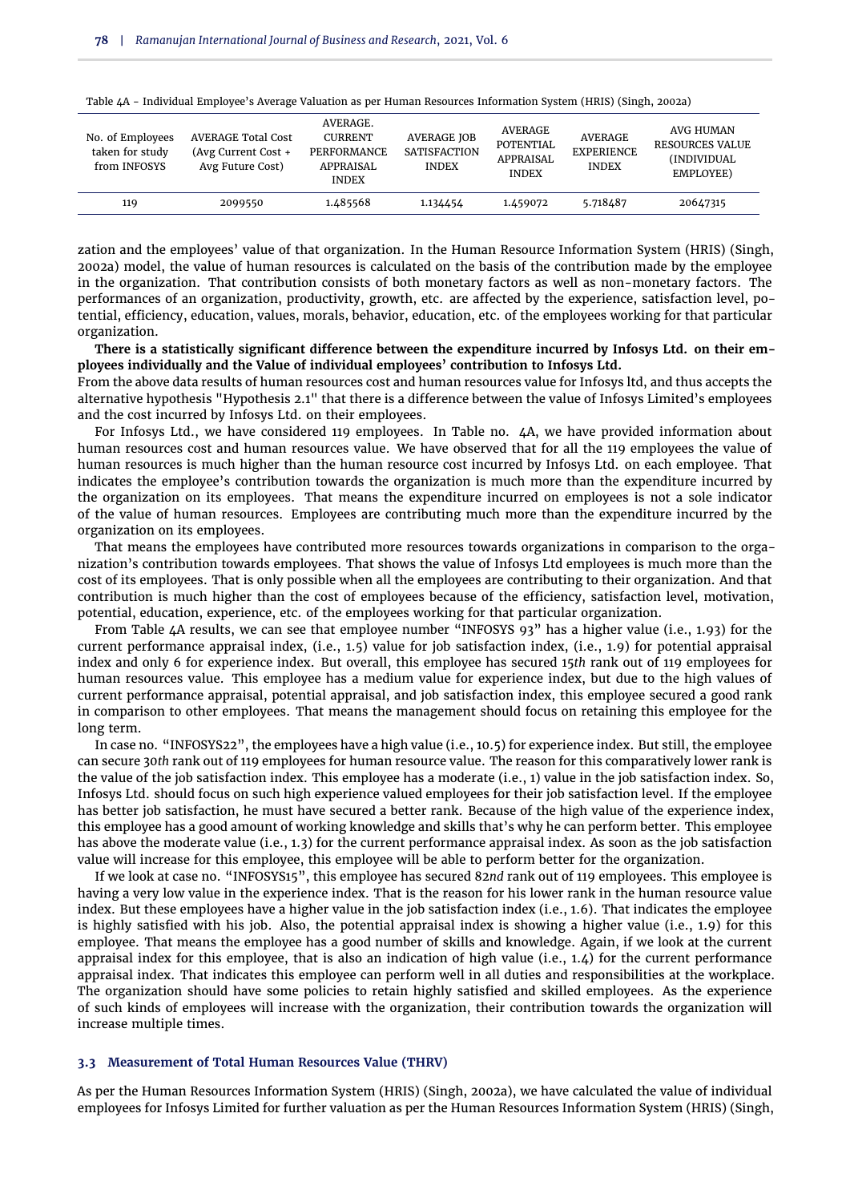Table 4A - Individual Employee's Average Valuation as per Human Resources Information System (HRIS) (Singh, 2002a)

| No. of Employees taken for study from INFOSYS | AVERAGE Total Cost (Avg Current Cost + Avg Future Cost) | AVERAGE. CURRENT PERFORMANCE APPRAISAL INDEX | AVERAGE JOB SATISFACTION INDEX | AVERAGE POTENTIAL APPRAISAL INDEX | AVERAGE EXPERIENCE INDEX | AVG HUMAN RESOURCES VALUE (INDIVIDUAL EMPLOYEE) |
|---|---|---|---|---|---|---|
| 119 | 2099550 | 1.485568 | 1.134454 | 1.459072 | 5.718487 | 20647315 |

zation and the employees' value of that organization. In the Human Resource Information System (HRIS) (Singh, 2002a) model, the value of human resources is calculated on the basis of the contribution made by the employee in the organization. That contribution consists of both monetary factors as well as non-monetary factors. The performances of an organization, productivity, growth, etc. are affected by the experience, satisfaction level, potential, efficiency, education, values, morals, behavior, education, etc. of the employees working for that particular organization.

**There is a statistically significant difference between the expenditure incurred by Infosys Ltd. on their employees individually and the Value of individual employees' contribution to Infosys Ltd.**

From the above data results of human resources cost and human resources value for Infosys ltd, and thus accepts the alternative hypothesis "Hypothesis 2.1" that there is a difference between the value of Infosys Limited's employees and the cost incurred by Infosys Ltd. on their employees.

For Infosys Ltd., we have considered 119 employees. In Table no. 4A, we have provided information about human resources cost and human resources value. We have observed that for all the 119 employees the value of human resources is much higher than the human resource cost incurred by Infosys Ltd. on each employee. That indicates the employee's contribution towards the organization is much more than the expenditure incurred by the organization on its employees. That means the expenditure incurred on employees is not a sole indicator of the value of human resources. Employees are contributing much more than the expenditure incurred by the organization on its employees.

That means the employees have contributed more resources towards organizations in comparison to the organization's contribution towards employees. That shows the value of Infosys Ltd employees is much more than the cost of its employees. That is only possible when all the employees are contributing to their organization. And that contribution is much higher than the cost of employees because of the efficiency, satisfaction level, motivation, potential, education, experience, etc. of the employees working for that particular organization.

From Table 4A results, we can see that employee number "INFOSYS 93" has a higher value (i.e., 1.93) for the current performance appraisal index, (i.e., 1.5) value for job satisfaction index, (i.e., 1.9) for potential appraisal index and only 6 for experience index. But overall, this employee has secured 15*th* rank out of 119 employees for human resources value. This employee has a medium value for experience index, but due to the high values of current performance appraisal, potential appraisal, and job satisfaction index, this employee secured a good rank in comparison to other employees. That means the management should focus on retaining this employee for the long term.

In case no. "INFOSYS22", the employees have a high value (i.e., 10.5) for experience index. But still, the employee can secure 30*th* rank out of 119 employees for human resource value. The reason for this comparatively lower rank is the value of the job satisfaction index. This employee has a moderate (i.e., 1) value in the job satisfaction index. So, Infosys Ltd. should focus on such high experience valued employees for their job satisfaction level. If the employee has better job satisfaction, he must have secured a better rank. Because of the high value of the experience index, this employee has a good amount of working knowledge and skills that's why he can perform better. This employee has above the moderate value (i.e., 1.3) for the current performance appraisal index. As soon as the job satisfaction value will increase for this employee, this employee will be able to perform better for the organization.

If we look at case no. "INFOSYS15", this employee has secured 82*nd* rank out of 119 employees. This employee is having a very low value in the experience index. That is the reason for his lower rank in the human resource value index. But these employees have a higher value in the job satisfaction index (i.e., 1.6). That indicates the employee is highly satisfied with his job. Also, the potential appraisal index is showing a higher value (i.e., 1.9) for this employee. That means the employee has a good number of skills and knowledge. Again, if we look at the current appraisal index for this employee, that is also an indication of high value (i.e., 1.4) for the current performance appraisal index. That indicates this employee can perform well in all duties and responsibilities at the workplace. The organization should have some policies to retain highly satisfied and skilled employees. As the experience of such kinds of employees will increase with the organization, their contribution towards the organization will increase multiple times.

### 3.3 Measurement of Total Human Resources Value (THRV)

As per the Human Resources Information System (HRIS) (Singh, 2002a), we have calculated the value of individual employees for Infosys Limited for further valuation as per the Human Resources Information System (HRIS) (Singh,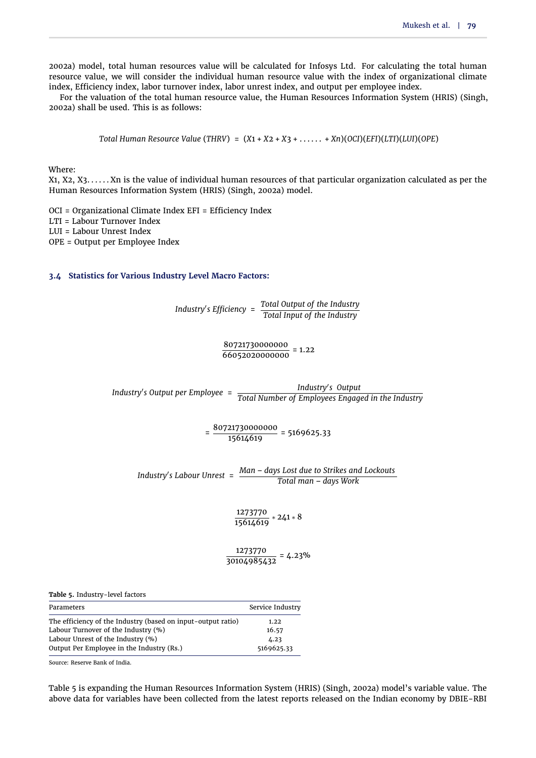2002a) model, total human resources value will be calculated for Infosys Ltd. For calculating the total human resource value, we will consider the individual human resource value with the index of organizational climate index, Efficiency index, labor turnover index, labor unrest index, and output per employee index.

For the valuation of the total human resource value, the Human Resources Information System (HRIS) (Singh, 2002a) shall be used. This is as follows:

$$Total\ Human\ Resource\ Value\ (THRV) = (X1 + X2 + X3 + \ldots\ldots + Xn)(OCI)(EFI)(LTI)(LUI)(OPE)$$

Where:
X1, X2, X3. . . . . . Xn is the value of individual human resources of that particular organization calculated as per the Human Resources Information System (HRIS) (Singh, 2002a) model.

OCI = Organizational Climate Index EFI = Efficiency Index
LTI = Labour Turnover Index
LUI = Labour Unrest Index
OPE = Output per Employee Index

### 3.4 Statistics for Various Industry Level Macro Factors:

$$Industry's\ Efficiency = \frac{Total\ Output\ of\ the\ Industry}{Total\ Input\ of\ the\ Industry}$$

$$\frac{80721730000000}{66052020000000} = 1.22$$

$$Industry's\ Output\ per\ Employee = \frac{Industry's\ \ Output}{Total\ Number\ of\ Employees\ Engaged\ in\ the\ Industry}$$

$$= \frac{80721730000000}{15614619} = 5169625.33$$

$$Industry's\ Labour\ Unrest = \frac{Man-days\ Lost\ due\ to\ Strikes\ and\ Lockouts}{Total\ man-days\ Work}$$

$$\frac{1273770}{15614619} * 241 * 8$$

$$\frac{1273770}{30104985432} = 4.23\%$$

**Table 5.** Industry-level factors

| Parameters | Service Industry |
|---|---|
| The efficiency of the Industry (based on input-output ratio) | 1.22 |
| Labour Turnover of the Industry (%) | 16.57 |
| Labour Unrest of the Industry (%) | 4.23 |
| Output Per Employee in the Industry (Rs.) | 5169625.33 |

Source: Reserve Bank of India.

Table 5 is expanding the Human Resources Information System (HRIS) (Singh, 2002a) model's variable value. The above data for variables have been collected from the latest reports released on the Indian economy by DBIE-RBI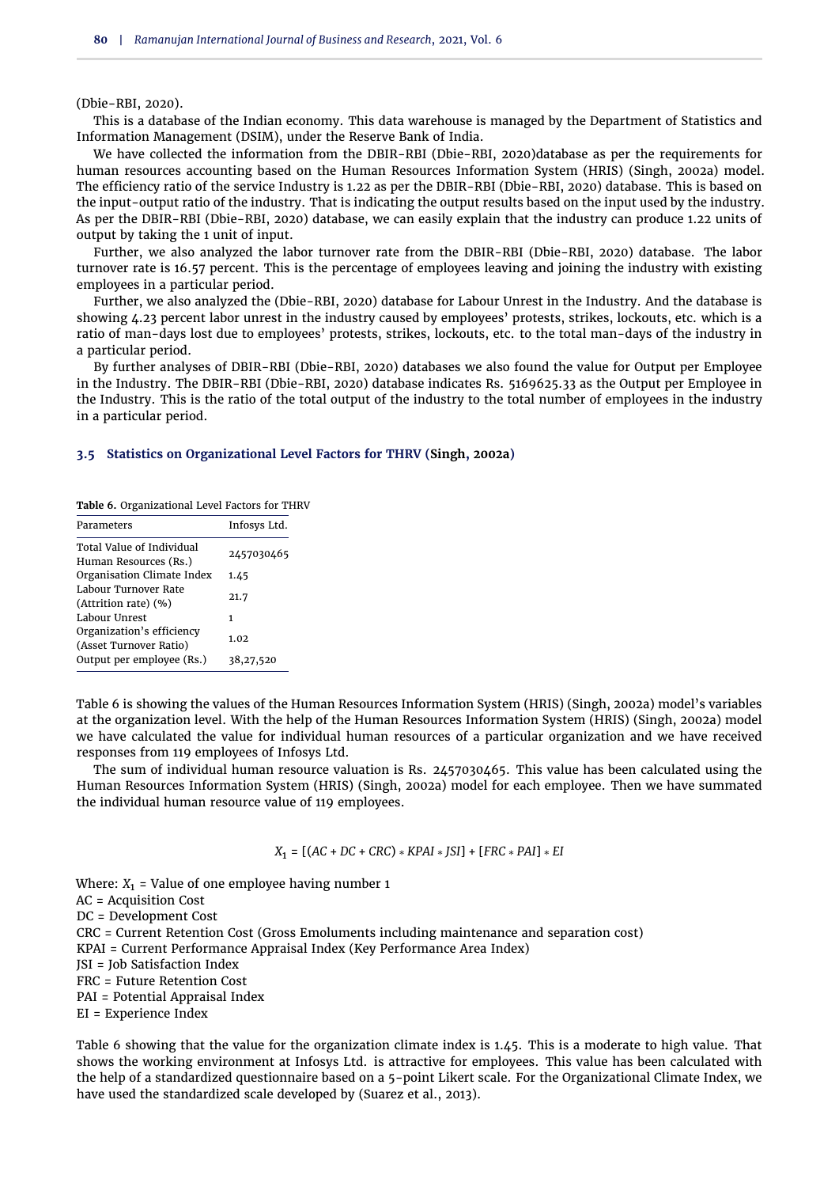(Dbie-RBI, 2020).

This is a database of the Indian economy. This data warehouse is managed by the Department of Statistics and Information Management (DSIM), under the Reserve Bank of India.

We have collected the information from the DBIR-RBI (Dbie-RBI, 2020)database as per the requirements for human resources accounting based on the Human Resources Information System (HRIS) (Singh, 2002a) model. The efficiency ratio of the service Industry is 1.22 as per the DBIR-RBI (Dbie-RBI, 2020) database. This is based on the input-output ratio of the industry. That is indicating the output results based on the input used by the industry. As per the DBIR-RBI (Dbie-RBI, 2020) database, we can easily explain that the industry can produce 1.22 units of output by taking the 1 unit of input.

Further, we also analyzed the labor turnover rate from the DBIR-RBI (Dbie-RBI, 2020) database. The labor turnover rate is 16.57 percent. This is the percentage of employees leaving and joining the industry with existing employees in a particular period.

Further, we also analyzed the (Dbie-RBI, 2020) database for Labour Unrest in the Industry. And the database is showing 4.23 percent labor unrest in the industry caused by employees' protests, strikes, lockouts, etc. which is a ratio of man-days lost due to employees' protests, strikes, lockouts, etc. to the total man-days of the industry in a particular period.

By further analyses of DBIR-RBI (Dbie-RBI, 2020) databases we also found the value for Output per Employee in the Industry. The DBIR-RBI (Dbie-RBI, 2020) database indicates Rs. 5169625.33 as the Output per Employee in the Industry. This is the ratio of the total output of the industry to the total number of employees in the industry in a particular period.

### 3.5 Statistics on Organizational Level Factors for THRV (Singh, 2002a)

**Table 6.** Organizational Level Factors for THRV

| Parameters | Infosys Ltd. |
|---|---|
| Total Value of Individual Human Resources (Rs.) | 2457030465 |
| Organisation Climate Index | 1.45 |
| Labour Turnover Rate (Attrition rate) (%) | 21.7 |
| Labour Unrest | 1 |
| Organization's efficiency (Asset Turnover Ratio) | 1.02 |
| Output per employee (Rs.) | 38,27,520 |

Table 6 is showing the values of the Human Resources Information System (HRIS) (Singh, 2002a) model's variables at the organization level. With the help of the Human Resources Information System (HRIS) (Singh, 2002a) model we have calculated the value for individual human resources of a particular organization and we have received responses from 119 employees of Infosys Ltd.

The sum of individual human resource valuation is Rs. 2457030465. This value has been calculated using the Human Resources Information System (HRIS) (Singh, 2002a) model for each employee. Then we have summated the individual human resource value of 119 employees.

$$X_1 = [(AC + DC + CRC) * KPAI * JSI] + [FRC * PAI] * EI$$

Where: $X_1$ = Value of one employee having number 1
AC = Acquisition Cost
DC = Development Cost
CRC = Current Retention Cost (Gross Emoluments including maintenance and separation cost)
KPAI = Current Performance Appraisal Index (Key Performance Area Index)
JSI = Job Satisfaction Index
FRC = Future Retention Cost
PAI = Potential Appraisal Index
EI = Experience Index

Table 6 showing that the value for the organization climate index is 1.45. This is a moderate to high value. That shows the working environment at Infosys Ltd. is attractive for employees. This value has been calculated with the help of a standardized questionnaire based on a 5-point Likert scale. For the Organizational Climate Index, we have used the standardized scale developed by (Suarez et al., 2013).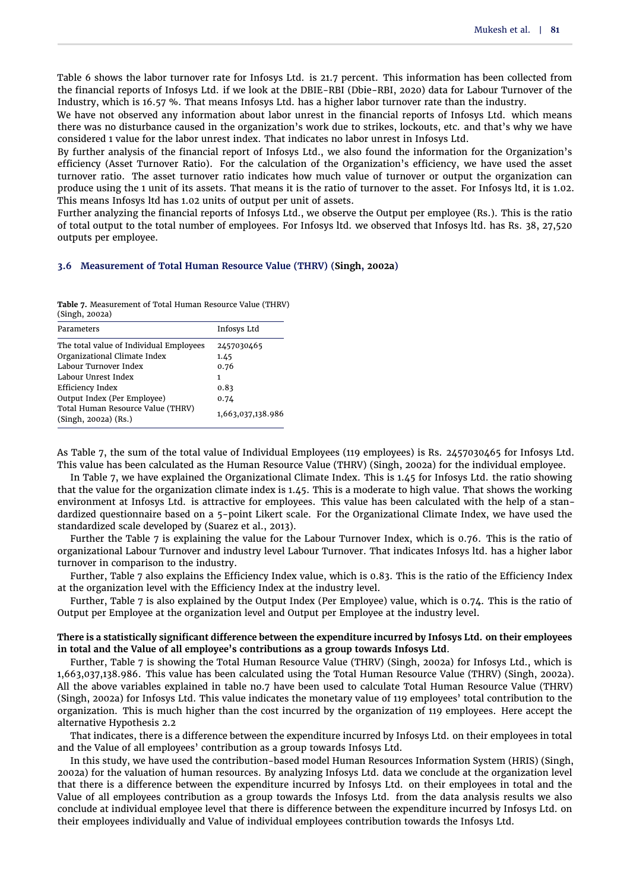Table 6 shows the labor turnover rate for Infosys Ltd. is 21.7 percent. This information has been collected from the financial reports of Infosys Ltd. if we look at the DBIE-RBI (Dbie-RBI, 2020) data for Labour Turnover of the Industry, which is 16.57 %. That means Infosys Ltd. has a higher labor turnover rate than the industry.

We have not observed any information about labor unrest in the financial reports of Infosys Ltd. which means there was no disturbance caused in the organization's work due to strikes, lockouts, etc. and that's why we have considered 1 value for the labor unrest index. That indicates no labor unrest in Infosys Ltd.

By further analysis of the financial report of Infosys Ltd., we also found the information for the Organization's efficiency (Asset Turnover Ratio). For the calculation of the Organization's efficiency, we have used the asset turnover ratio. The asset turnover ratio indicates how much value of turnover or output the organization can produce using the 1 unit of its assets. That means it is the ratio of turnover to the asset. For Infosys ltd, it is 1.02. This means Infosys ltd has 1.02 units of output per unit of assets.

Further analyzing the financial reports of Infosys Ltd., we observe the Output per employee (Rs.). This is the ratio of total output to the total number of employees. For Infosys ltd. we observed that Infosys ltd. has Rs. 38, 27,520 outputs per employee.

### 3.6 Measurement of Total Human Resource Value (THRV) (Singh, 2002a)

**Table 7.** Measurement of Total Human Resource Value (THRV) (Singh, 2002a)

| Parameters | Infosys Ltd |
|---|---|
| The total value of Individual Employees | 2457030465 |
| Organizational Climate Index | 1.45 |
| Labour Turnover Index | 0.76 |
| Labour Unrest Index | 1 |
| Efficiency Index | 0.83 |
| Output Index (Per Employee) | 0.74 |
| Total Human Resource Value (THRV) (Singh, 2002a) (Rs.) | 1,663,037,138.986 |

As Table 7, the sum of the total value of Individual Employees (119 employees) is Rs. 2457030465 for Infosys Ltd. This value has been calculated as the Human Resource Value (THRV) (Singh, 2002a) for the individual employee.

In Table 7, we have explained the Organizational Climate Index. This is 1.45 for Infosys Ltd. the ratio showing that the value for the organization climate index is 1.45. This is a moderate to high value. That shows the working environment at Infosys Ltd. is attractive for employees. This value has been calculated with the help of a standardized questionnaire based on a 5-point Likert scale. For the Organizational Climate Index, we have used the standardized scale developed by (Suarez et al., 2013).

Further the Table 7 is explaining the value for the Labour Turnover Index, which is 0.76. This is the ratio of organizational Labour Turnover and industry level Labour Turnover. That indicates Infosys ltd. has a higher labor turnover in comparison to the industry.

Further, Table 7 also explains the Efficiency Index value, which is 0.83. This is the ratio of the Efficiency Index at the organization level with the Efficiency Index at the industry level.

Further, Table 7 is also explained by the Output Index (Per Employee) value, which is 0.74. This is the ratio of Output per Employee at the organization level and Output per Employee at the industry level.

**There is a statistically significant difference between the expenditure incurred by Infosys Ltd. on their employees in total and the Value of all employee's contributions as a group towards Infosys Ltd.**

Further, Table 7 is showing the Total Human Resource Value (THRV) (Singh, 2002a) for Infosys Ltd., which is 1,663,037,138.986. This value has been calculated using the Total Human Resource Value (THRV) (Singh, 2002a). All the above variables explained in table no.7 have been used to calculate Total Human Resource Value (THRV) (Singh, 2002a) for Infosys Ltd. This value indicates the monetary value of 119 employees' total contribution to the organization. This is much higher than the cost incurred by the organization of 119 employees. Here accept the alternative Hypothesis 2.2

That indicates, there is a difference between the expenditure incurred by Infosys Ltd. on their employees in total and the Value of all employees' contribution as a group towards Infosys Ltd.

In this study, we have used the contribution-based model Human Resources Information System (HRIS) (Singh, 2002a) for the valuation of human resources. By analyzing Infosys Ltd. data we conclude at the organization level that there is a difference between the expenditure incurred by Infosys Ltd. on their employees in total and the Value of all employees contribution as a group towards the Infosys Ltd. from the data analysis results we also conclude at individual employee level that there is difference between the expenditure incurred by Infosys Ltd. on their employees individually and Value of individual employees contribution towards the Infosys Ltd.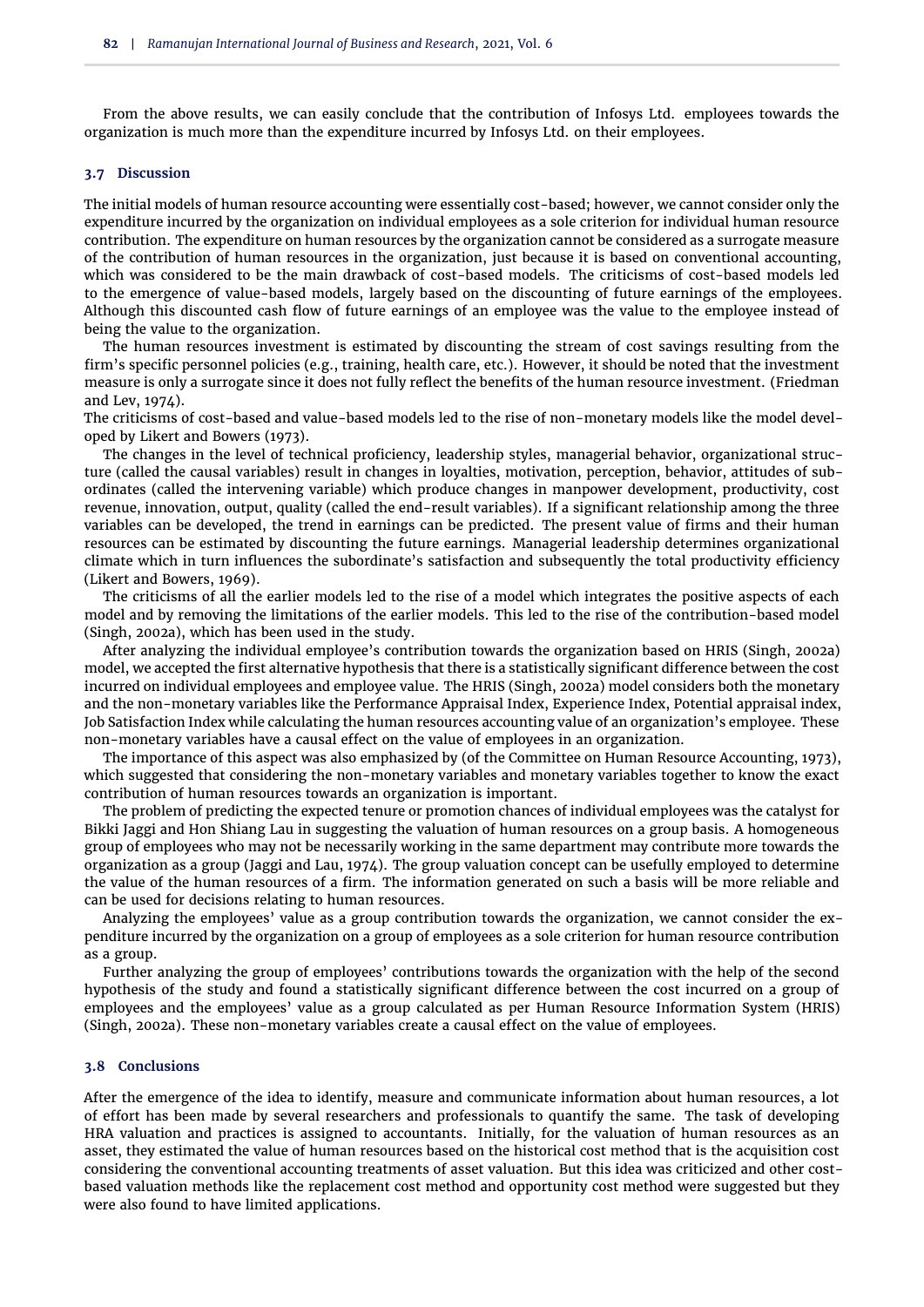From the above results, we can easily conclude that the contribution of Infosys Ltd. employees towards the organization is much more than the expenditure incurred by Infosys Ltd. on their employees.

### 3.7 Discussion

The initial models of human resource accounting were essentially cost-based; however, we cannot consider only the expenditure incurred by the organization on individual employees as a sole criterion for individual human resource contribution. The expenditure on human resources by the organization cannot be considered as a surrogate measure of the contribution of human resources in the organization, just because it is based on conventional accounting, which was considered to be the main drawback of cost-based models. The criticisms of cost-based models led to the emergence of value-based models, largely based on the discounting of future earnings of the employees. Although this discounted cash flow of future earnings of an employee was the value to the employee instead of being the value to the organization.

The human resources investment is estimated by discounting the stream of cost savings resulting from the firm's specific personnel policies (e.g., training, health care, etc.). However, it should be noted that the investment measure is only a surrogate since it does not fully reflect the benefits of the human resource investment. (Friedman and Lev, 1974).

The criticisms of cost-based and value-based models led to the rise of non-monetary models like the model developed by Likert and Bowers (1973).

The changes in the level of technical proficiency, leadership styles, managerial behavior, organizational structure (called the causal variables) result in changes in loyalties, motivation, perception, behavior, attitudes of subordinates (called the intervening variable) which produce changes in manpower development, productivity, cost revenue, innovation, output, quality (called the end-result variables). If a significant relationship among the three variables can be developed, the trend in earnings can be predicted. The present value of firms and their human resources can be estimated by discounting the future earnings. Managerial leadership determines organizational climate which in turn influences the subordinate's satisfaction and subsequently the total productivity efficiency (Likert and Bowers, 1969).

The criticisms of all the earlier models led to the rise of a model which integrates the positive aspects of each model and by removing the limitations of the earlier models. This led to the rise of the contribution-based model (Singh, 2002a), which has been used in the study.

After analyzing the individual employee's contribution towards the organization based on HRIS (Singh, 2002a) model, we accepted the first alternative hypothesis that there is a statistically significant difference between the cost incurred on individual employees and employee value. The HRIS (Singh, 2002a) model considers both the monetary and the non-monetary variables like the Performance Appraisal Index, Experience Index, Potential appraisal index, Job Satisfaction Index while calculating the human resources accounting value of an organization's employee. These non-monetary variables have a causal effect on the value of employees in an organization.

The importance of this aspect was also emphasized by (of the Committee on Human Resource Accounting, 1973), which suggested that considering the non-monetary variables and monetary variables together to know the exact contribution of human resources towards an organization is important.

The problem of predicting the expected tenure or promotion chances of individual employees was the catalyst for Bikki Jaggi and Hon Shiang Lau in suggesting the valuation of human resources on a group basis. A homogeneous group of employees who may not be necessarily working in the same department may contribute more towards the organization as a group (Jaggi and Lau, 1974). The group valuation concept can be usefully employed to determine the value of the human resources of a firm. The information generated on such a basis will be more reliable and can be used for decisions relating to human resources.

Analyzing the employees' value as a group contribution towards the organization, we cannot consider the expenditure incurred by the organization on a group of employees as a sole criterion for human resource contribution as a group.

Further analyzing the group of employees' contributions towards the organization with the help of the second hypothesis of the study and found a statistically significant difference between the cost incurred on a group of employees and the employees' value as a group calculated as per Human Resource Information System (HRIS) (Singh, 2002a). These non-monetary variables create a causal effect on the value of employees.

### 3.8 Conclusions

After the emergence of the idea to identify, measure and communicate information about human resources, a lot of effort has been made by several researchers and professionals to quantify the same. The task of developing HRA valuation and practices is assigned to accountants. Initially, for the valuation of human resources as an asset, they estimated the value of human resources based on the historical cost method that is the acquisition cost considering the conventional accounting treatments of asset valuation. But this idea was criticized and other cost-based valuation methods like the replacement cost method and opportunity cost method were suggested but they were also found to have limited applications.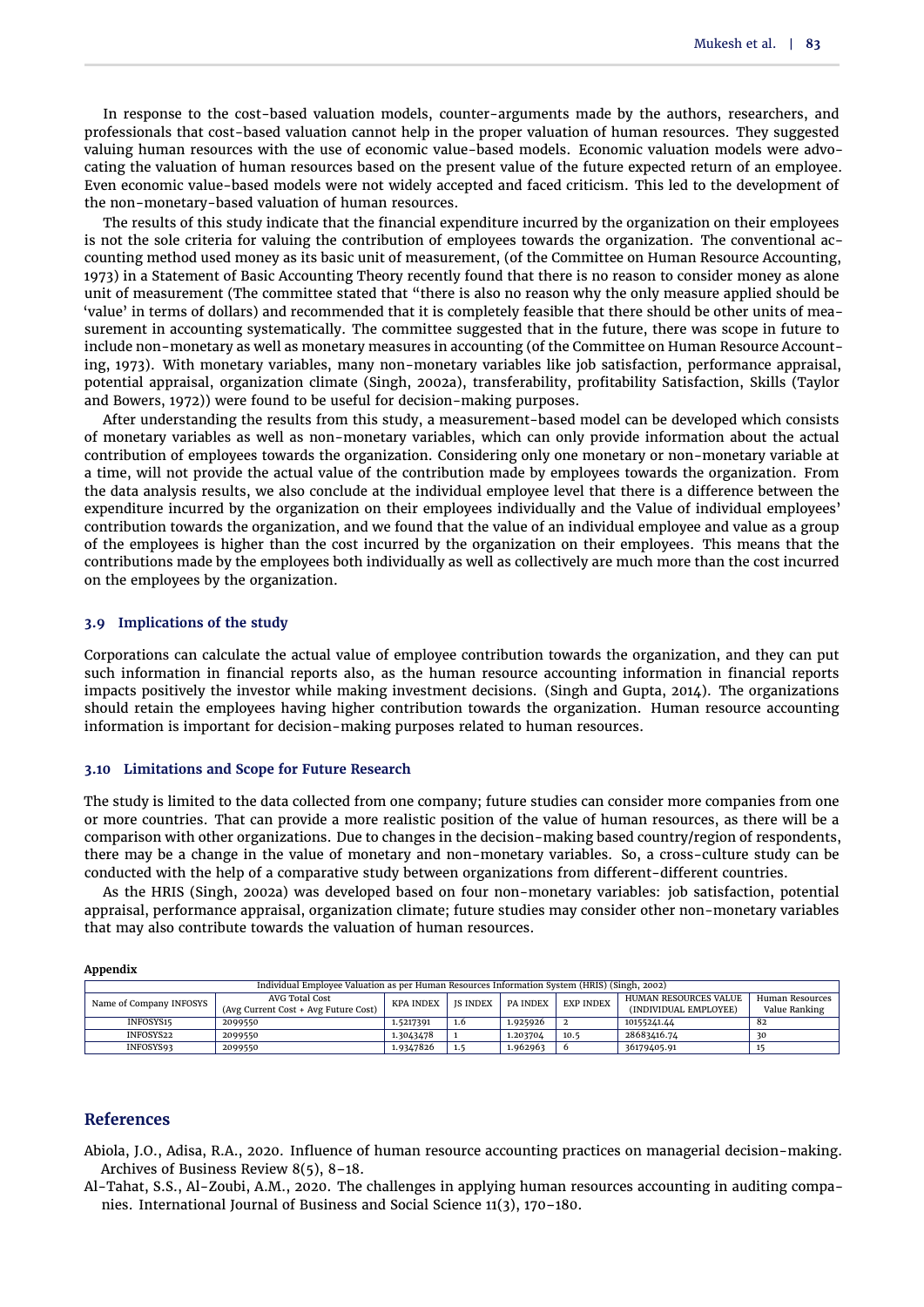In response to the cost-based valuation models, counter-arguments made by the authors, researchers, and professionals that cost-based valuation cannot help in the proper valuation of human resources. They suggested valuing human resources with the use of economic value-based models. Economic valuation models were advocating the valuation of human resources based on the present value of the future expected return of an employee. Even economic value-based models were not widely accepted and faced criticism. This led to the development of the non-monetary-based valuation of human resources.

The results of this study indicate that the financial expenditure incurred by the organization on their employees is not the sole criteria for valuing the contribution of employees towards the organization. The conventional accounting method used money as its basic unit of measurement, (of the Committee on Human Resource Accounting, 1973) in a Statement of Basic Accounting Theory recently found that there is no reason to consider money as alone unit of measurement (The committee stated that "there is also no reason why the only measure applied should be 'value' in terms of dollars) and recommended that it is completely feasible that there should be other units of measurement in accounting systematically. The committee suggested that in the future, there was scope in future to include non-monetary as well as monetary measures in accounting (of the Committee on Human Resource Accounting, 1973). With monetary variables, many non-monetary variables like job satisfaction, performance appraisal, potential appraisal, organization climate (Singh, 2002a), transferability, profitability Satisfaction, Skills (Taylor and Bowers, 1972)) were found to be useful for decision-making purposes.

After understanding the results from this study, a measurement-based model can be developed which consists of monetary variables as well as non-monetary variables, which can only provide information about the actual contribution of employees towards the organization. Considering only one monetary or non-monetary variable at a time, will not provide the actual value of the contribution made by employees towards the organization. From the data analysis results, we also conclude at the individual employee level that there is a difference between the expenditure incurred by the organization on their employees individually and the Value of individual employees' contribution towards the organization, and we found that the value of an individual employee and value as a group of the employees is higher than the cost incurred by the organization on their employees. This means that the contributions made by the employees both individually as well as collectively are much more than the cost incurred on the employees by the organization.

### 3.9 Implications of the study

Corporations can calculate the actual value of employee contribution towards the organization, and they can put such information in financial reports also, as the human resource accounting information in financial reports impacts positively the investor while making investment decisions. (Singh and Gupta, 2014). The organizations should retain the employees having higher contribution towards the organization. Human resource accounting information is important for decision-making purposes related to human resources.

### 3.10 Limitations and Scope for Future Research

The study is limited to the data collected from one company; future studies can consider more companies from one or more countries. That can provide a more realistic position of the value of human resources, as there will be a comparison with other organizations. Due to changes in the decision-making based country/region of respondents, there may be a change in the value of monetary and non-monetary variables. So, a cross-culture study can be conducted with the help of a comparative study between organizations from different-different countries.

As the HRIS (Singh, 2002a) was developed based on four non-monetary variables: job satisfaction, potential appraisal, performance appraisal, organization climate; future studies may consider other non-monetary variables that may also contribute towards the valuation of human resources.

**Appendix**

Individual Employee Valuation as per Human Resources Information System (HRIS) (Singh, 2002)

| Name of Company INFOSYS | AVG Total Cost (Avg Current Cost + Avg Future Cost) | KPA INDEX | JS INDEX | PA INDEX | EXP INDEX | HUMAN RESOURCES VALUE (INDIVIDUAL EMPLOYEE) | Human Resources Value Ranking |
|---|---|---|---|---|---|---|---|
| INFOSYS15 | 2099550 | 1.5217391 | 1.6 | 1.925926 | 2 | 10155241.44 | 82 |
| INFOSYS22 | 2099550 | 1.3043478 | 1 | 1.203704 | 10.5 | 28683416.74 | 30 |
| INFOSYS93 | 2099550 | 1.9347826 | 1.5 | 1.962963 | 6 | 36179405.91 | 15 |

## References

Abiola, J.O., Adisa, R.A., 2020. Influence of human resource accounting practices on managerial decision-making. Archives of Business Review 8(5), 8–18.

Al-Tahat, S.S., Al-Zoubi, A.M., 2020. The challenges in applying human resources accounting in auditing companies. International Journal of Business and Social Science 11(3), 170–180.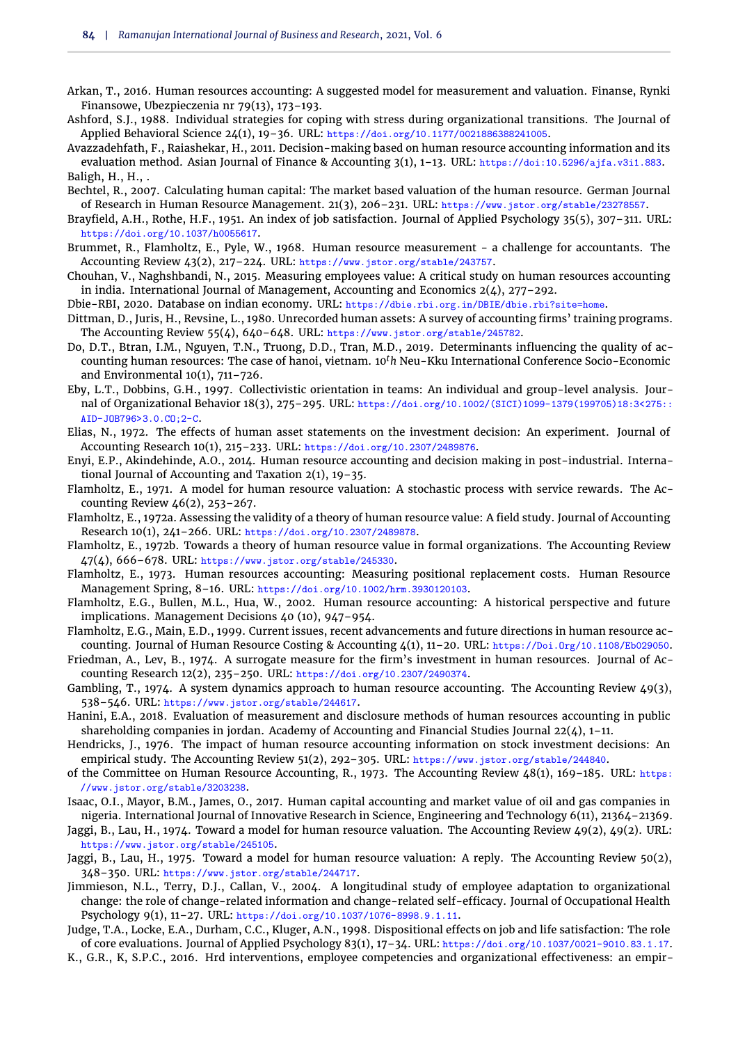Arkan, T., 2016. Human resources accounting: A suggested model for measurement and valuation. Finanse, Rynki Finansowe, Ubezpieczenia nr 79(13), 173–193.

Ashford, S.J., 1988. Individual strategies for coping with stress during organizational transitions. The Journal of Applied Behavioral Science 24(1), 19–36. URL: https://doi.org/10.1177/0021886388241005.

Avazzadehfath, F., Raiashekar, H., 2011. Decision-making based on human resource accounting information and its evaluation method. Asian Journal of Finance & Accounting 3(1), 1–13. URL: https://doi:10.5296/ajfa.v3i1.883.

Baligh, H., H., .

Bechtel, R., 2007. Calculating human capital: The market based valuation of the human resource. German Journal of Research in Human Resource Management. 21(3), 206–231. URL: https://www.jstor.org/stable/23278557.

Brayfield, A.H., Rothe, H.F., 1951. An index of job satisfaction. Journal of Applied Psychology 35(5), 307–311. URL: https://doi.org/10.1037/h0055617.

Brummet, R., Flamholtz, E., Pyle, W., 1968. Human resource measurement - a challenge for accountants. The Accounting Review 43(2), 217–224. URL: https://www.jstor.org/stable/243757.

Chouhan, V., Naghshbandi, N., 2015. Measuring employees value: A critical study on human resources accounting in india. International Journal of Management, Accounting and Economics 2(4), 277–292.

Dbie-RBI, 2020. Database on indian economy. URL: https://dbie.rbi.org.in/DBIE/dbie.rbi?site=home.

Dittman, D., Juris, H., Revsine, L., 1980. Unrecorded human assets: A survey of accounting firms' training programs. The Accounting Review 55(4), 640–648. URL: https://www.jstor.org/stable/245782.

Do, D.T., Btran, I.M., Nguyen, T.N., Truong, D.D., Tran, M.D., 2019. Determinants influencing the quality of accounting human resources: The case of hanoi, vietnam. $10^th$ Neu-Kku International Conference Socio-Economic and Environmental 10(1), 711–726.

Eby, L.T., Dobbins, G.H., 1997. Collectivistic orientation in teams: An individual and group-level analysis. Journal of Organizational Behavior 18(3), 275–295. URL: https://doi.org/10.1002/(SICI)1099-1379(199705)18:3<275::AID-JOB796>3.0.CO;2-C.

Elias, N., 1972. The effects of human asset statements on the investment decision: An experiment. Journal of Accounting Research 10(1), 215–233. URL: https://doi.org/10.2307/2489876.

Enyi, E.P., Akindehinde, A.O., 2014. Human resource accounting and decision making in post-industrial. International Journal of Accounting and Taxation 2(1), 19–35.

Flamholtz, E., 1971. A model for human resource valuation: A stochastic process with service rewards. The Accounting Review 46(2), 253–267.

Flamholtz, E., 1972a. Assessing the validity of a theory of human resource value: A field study. Journal of Accounting Research 10(1), 241–266. URL: https://doi.org/10.2307/2489878.

Flamholtz, E., 1972b. Towards a theory of human resource value in formal organizations. The Accounting Review 47(4), 666–678. URL: https://www.jstor.org/stable/245330.

Flamholtz, E., 1973. Human resources accounting: Measuring positional replacement costs. Human Resource Management Spring, 8–16. URL: https://doi.org/10.1002/hrm.3930120103.

Flamholtz, E.G., Bullen, M.L., Hua, W., 2002. Human resource accounting: A historical perspective and future implications. Management Decisions 40 (10), 947–954.

Flamholtz, E.G., Main, E.D., 1999. Current issues, recent advancements and future directions in human resource accounting. Journal of Human Resource Costing & Accounting 4(1), 11–20. URL: https://Doi.Org/10.1108/Eb029050.

Friedman, A., Lev, B., 1974. A surrogate measure for the firm's investment in human resources. Journal of Accounting Research 12(2), 235–250. URL: https://doi.org/10.2307/2490374.

Gambling, T., 1974. A system dynamics approach to human resource accounting. The Accounting Review 49(3), 538–546. URL: https://www.jstor.org/stable/244617.

Hanini, E.A., 2018. Evaluation of measurement and disclosure methods of human resources accounting in public shareholding companies in jordan. Academy of Accounting and Financial Studies Journal 22(4), 1–11.

Hendricks, J., 1976. The impact of human resource accounting information on stock investment decisions: An empirical study. The Accounting Review 51(2), 292–305. URL: https://www.jstor.org/stable/244840.

of the Committee on Human Resource Accounting, R., 1973. The Accounting Review 48(1), 169–185. URL: https://www.jstor.org/stable/3203238.

Isaac, O.I., Mayor, B.M., James, O., 2017. Human capital accounting and market value of oil and gas companies in nigeria. International Journal of Innovative Research in Science, Engineering and Technology 6(11), 21364–21369.

Jaggi, B., Lau, H., 1974. Toward a model for human resource valuation. The Accounting Review 49(2), 49(2). URL: https://www.jstor.org/stable/245105.

Jaggi, B., Lau, H., 1975. Toward a model for human resource valuation: A reply. The Accounting Review 50(2), 348–350. URL: https://www.jstor.org/stable/244717.

Jimmieson, N.L., Terry, D.J., Callan, V., 2004. A longitudinal study of employee adaptation to organizational change: the role of change-related information and change-related self-efficacy. Journal of Occupational Health Psychology 9(1), 11–27. URL: https://doi.org/10.1037/1076-8998.9.1.11.

Judge, T.A., Locke, E.A., Durham, C.C., Kluger, A.N., 1998. Dispositional effects on job and life satisfaction: The role of core evaluations. Journal of Applied Psychology 83(1), 17–34. URL: https://doi.org/10.1037/0021-9010.83.1.17.

K., G.R., K, S.P.C., 2016. Hrd interventions, employee competencies and organizational effectiveness: an empir-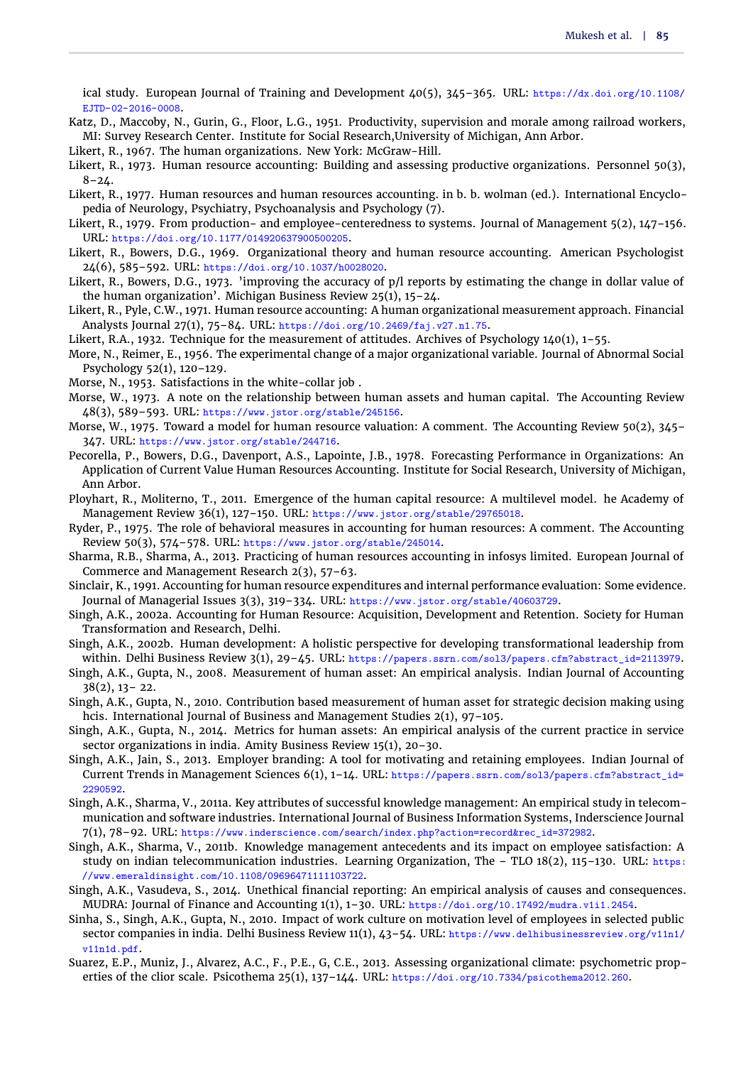ical study. European Journal of Training and Development 40(5), 345–365. URL: https://dx.doi.org/10.1108/EJTD-02-2016-0008.

Katz, D., Maccoby, N., Gurin, G., Floor, L.G., 1951. Productivity, supervision and morale among railroad workers, MI: Survey Research Center. Institute for Social Research,University of Michigan, Ann Arbor.

Likert, R., 1967. The human organizations. New York: McGraw-Hill.

Likert, R., 1973. Human resource accounting: Building and assessing productive organizations. Personnel 50(3), 8–24.

Likert, R., 1977. Human resources and human resources accounting. in b. b. wolman (ed.). International Encyclopedia of Neurology, Psychiatry, Psychoanalysis and Psychology (7).

Likert, R., 1979. From production- and employee-centeredness to systems. Journal of Management 5(2), 147–156. URL: https://doi.org/10.1177/014920637900500205.

Likert, R., Bowers, D.G., 1969. Organizational theory and human resource accounting. American Psychologist 24(6), 585–592. URL: https://doi.org/10.1037/h0028020.

Likert, R., Bowers, D.G., 1973. 'improving the accuracy of p/l reports by estimating the change in dollar value of the human organization'. Michigan Business Review 25(1), 15–24.

Likert, R., Pyle, C.W., 1971. Human resource accounting: A human organizational measurement approach. Financial Analysts Journal 27(1), 75–84. URL: https://doi.org/10.2469/faj.v27.n1.75.

Likert, R.A., 1932. Technique for the measurement of attitudes. Archives of Psychology 140(1), 1–55.

More, N., Reimer, E., 1956. The experimental change of a major organizational variable. Journal of Abnormal Social Psychology 52(1), 120–129.

Morse, N., 1953. Satisfactions in the white-collar job .

Morse, W., 1973. A note on the relationship between human assets and human capital. The Accounting Review 48(3), 589–593. URL: https://www.jstor.org/stable/245156.

Morse, W., 1975. Toward a model for human resource valuation: A comment. The Accounting Review 50(2), 345–347. URL: https://www.jstor.org/stable/244716.

Pecorella, P., Bowers, D.G., Davenport, A.S., Lapointe, J.B., 1978. Forecasting Performance in Organizations: An Application of Current Value Human Resources Accounting. Institute for Social Research, University of Michigan, Ann Arbor.

Ployhart, R., Moliterno, T., 2011. Emergence of the human capital resource: A multilevel model. he Academy of Management Review 36(1), 127–150. URL: https://www.jstor.org/stable/29765018.

Ryder, P., 1975. The role of behavioral measures in accounting for human resources: A comment. The Accounting Review 50(3), 574–578. URL: https://www.jstor.org/stable/245014.

Sharma, R.B., Sharma, A., 2013. Practicing of human resources accounting in infosys limited. European Journal of Commerce and Management Research 2(3), 57–63.

Sinclair, K., 1991. Accounting for human resource expenditures and internal performance evaluation: Some evidence. Journal of Managerial Issues 3(3), 319–334. URL: https://www.jstor.org/stable/40603729.

Singh, A.K., 2002a. Accounting for Human Resource: Acquisition, Development and Retention. Society for Human Transformation and Research, Delhi.

Singh, A.K., 2002b. Human development: A holistic perspective for developing transformational leadership from within. Delhi Business Review 3(1), 29–45. URL: https://papers.ssrn.com/sol3/papers.cfm?abstract_id=2113979.

Singh, A.K., Gupta, N., 2008. Measurement of human asset: An empirical analysis. Indian Journal of Accounting 38(2), 13– 22.

Singh, A.K., Gupta, N., 2010. Contribution based measurement of human asset for strategic decision making using hcis. International Journal of Business and Management Studies 2(1), 97–105.

Singh, A.K., Gupta, N., 2014. Metrics for human assets: An empirical analysis of the current practice in service sector organizations in india. Amity Business Review 15(1), 20–30.

Singh, A.K., Jain, S., 2013. Employer branding: A tool for motivating and retaining employees. Indian Journal of Current Trends in Management Sciences 6(1), 1–14. URL: https://papers.ssrn.com/sol3/papers.cfm?abstract_id=2290592.

Singh, A.K., Sharma, V., 2011a. Key attributes of successful knowledge management: An empirical study in telecommunication and software industries. International Journal of Business Information Systems, Inderscience Journal 7(1), 78–92. URL: https://www.inderscience.com/search/index.php?action=record&rec_id=372982.

Singh, A.K., Sharma, V., 2011b. Knowledge management antecedents and its impact on employee satisfaction: A study on indian telecommunication industries. Learning Organization, The – TLO 18(2), 115–130. URL: https://www.emeraldinsight.com/10.1108/09696471111103722.

Singh, A.K., Vasudeva, S., 2014. Unethical financial reporting: An empirical analysis of causes and consequences. MUDRA: Journal of Finance and Accounting 1(1), 1–30. URL: https://doi.org/10.17492/mudra.v1i1.2454.

Sinha, S., Singh, A.K., Gupta, N., 2010. Impact of work culture on motivation level of employees in selected public sector companies in india. Delhi Business Review 11(1), 43–54. URL: https://www.delhibusinessreview.org/v11n1/v11n1d.pdf.

Suarez, E.P., Muniz, J., Alvarez, A.C., F., P.E., G, C.E., 2013. Assessing organizational climate: psychometric properties of the clior scale. Psicothema 25(1), 137–144. URL: https://doi.org/10.7334/psicothema2012.260.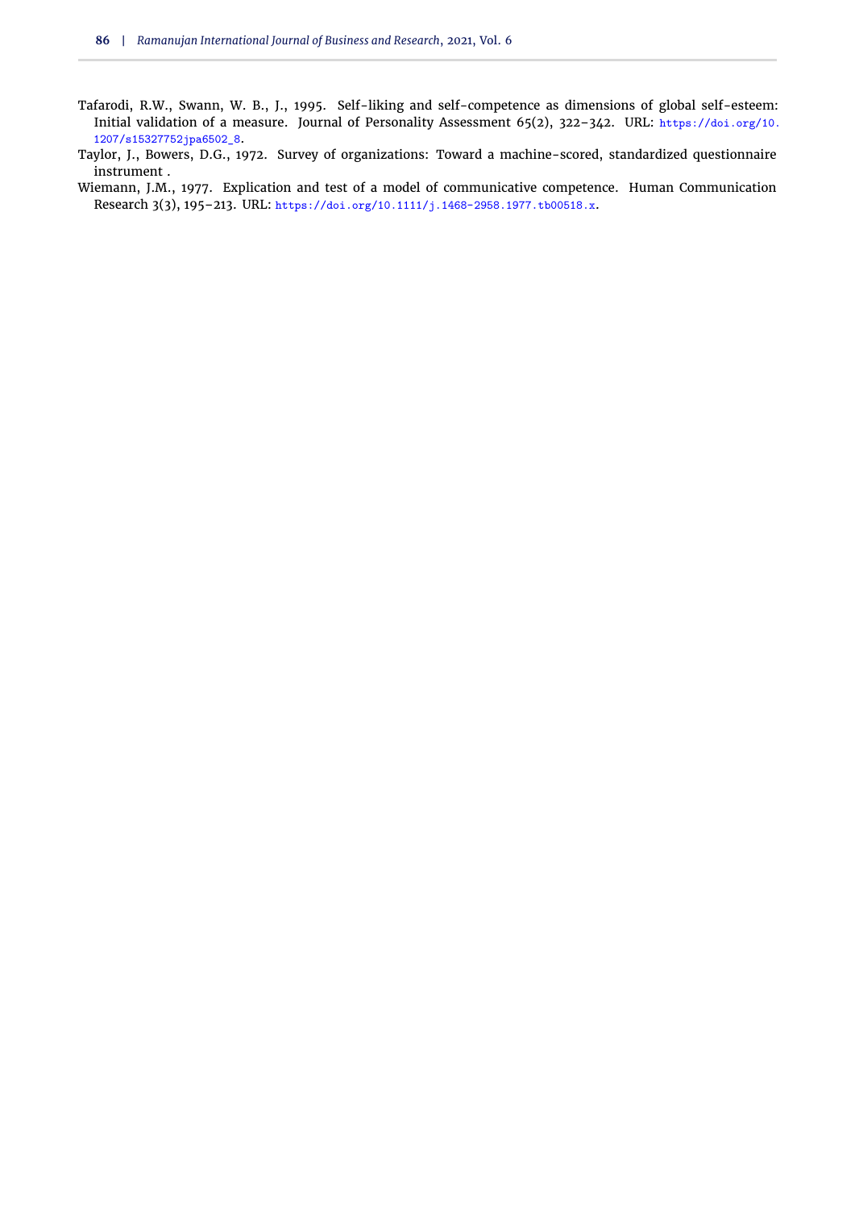Tafarodi, R.W., Swann, W. B., J., 1995. Self-liking and self-competence as dimensions of global self-esteem: Initial validation of a measure. Journal of Personality Assessment 65(2), 322–342. URL: https://doi.org/10.1207/s15327752jpa6502_8.

Taylor, J., Bowers, D.G., 1972. Survey of organizations: Toward a machine-scored, standardized questionnaire instrument .

Wiemann, J.M., 1977. Explication and test of a model of communicative competence. Human Communication Research 3(3), 195–213. URL: https://doi.org/10.1111/j.1468-2958.1977.tb00518.x.